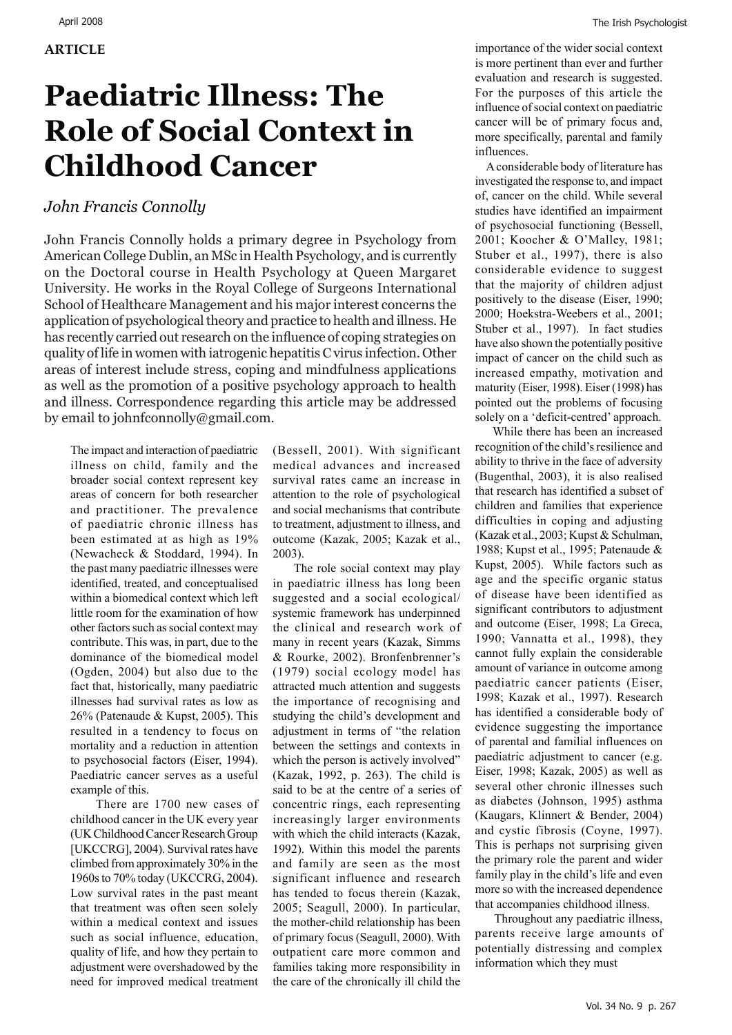**ARTICLE**

# Paediatric Illness: The Role of Social Context in Childhood Cancer

*John Francis Connolly*

John Francis Connolly holds a primary degree in Psychology from American College Dublin, an MSc in Health Psychology, and is currently on the Doctoral course in Health Psychology at Queen Margaret University. He works in the Royal College of Surgeons International School of Healthcare Management and his major interest concerns the application of psychological theory and practice to health and illness. He has recently carried out research on the influence of coping strategies on quality of life in women with iatrogenic hepatitis C virus infection. Other areas of interest include stress, coping and mindfulness applications as well as the promotion of a positive psychology approach to health and illness. Correspondence regarding this article may be addressed by email to johnfconnolly@gmail.com.

The impact and interaction of paediatric illness on child, family and the broader social context represent key areas of concern for both researcher and practitioner. The prevalence of paediatric chronic illness has been estimated at as high as 19% (Newacheck & Stoddard, 1994). In the past many paediatric illnesses were identified, treated, and conceptualised within a biomedical context which left little room for the examination of how other factors such as social context may contribute. This was, in part, due to the dominance of the biomedical model (Ogden, 2004) but also due to the fact that, historically, many paediatric illnesses had survival rates as low as 26% (Patenaude & Kupst, 2005). This resulted in a tendency to focus on mortality and a reduction in attention to psychosocial factors (Eiser, 1994). Paediatric cancer serves as a useful example of this.

There are 1700 new cases of childhood cancer in the UK every year (UK Childhood Cancer Research Group [UKCCRG], 2004). Survival rates have climbed from approximately 30% in the 1960s to 70% today (UKCCRG, 2004). Low survival rates in the past meant that treatment was often seen solely within a medical context and issues such as social influence, education, quality of life, and how they pertain to adjustment were overshadowed by the need for improved medical treatment (Bessell, 2001). With significant medical advances and increased survival rates came an increase in attention to the role of psychological and social mechanisms that contribute to treatment, adjustment to illness, and outcome (Kazak, 2005; Kazak et al., 2003).

The role social context may play in paediatric illness has long been suggested and a social ecological/systemic framework has underpinned the clinical and research work of many in recent years (Kazak, Simms & Rourke, 2002). Bronfenbrenner's (1979) social ecology model has attracted much attention and suggests the importance of recognising and studying the child's development and adjustment in terms of "the relation between the settings and contexts in which the person is actively involved" (Kazak, 1992, p. 263). The child is said to be at the centre of a series of concentric rings, each representing increasingly larger environments with which the child interacts (Kazak, 1992). Within this model the parents and family are seen as the most significant influence and research has tended to focus therein (Kazak, 2005; Seagull, 2000). In particular, the mother-child relationship has been of primary focus (Seagull, 2000). With outpatient care more common and families taking more responsibility in the care of the chronically ill child the importance of the wider social context is more pertinent than ever and further evaluation and research is suggested. For the purposes of this article the influence of social context on paediatric cancer will be of primary focus and, more specifically, parental and family influences.

A considerable body of literature has investigated the response to, and impact of, cancer on the child. While several studies have identified an impairment of psychosocial functioning (Bessell, 2001; Koocher & O'Malley, 1981; Stuber et al., 1997), there is also considerable evidence to suggest that the majority of children adjust positively to the disease (Eiser, 1990; 2000; Hoekstra-Weebers et al., 2001; Stuber et al., 1997). In fact studies have also shown the potentially positive impact of cancer on the child such as increased empathy, motivation and maturity (Eiser, 1998). Eiser (1998) has pointed out the problems of focusing solely on a 'deficit-centred' approach.

While there has been an increased recognition of the child's resilience and ability to thrive in the face of adversity (Bugenthal, 2003), it is also realised that research has identified a subset of children and families that experience difficulties in coping and adjusting (Kazak et al., 2003; Kupst & Schulman, 1988; Kupst et al., 1995; Patenaude & Kupst, 2005). While factors such as age and the specific organic status of disease have been identified as significant contributors to adjustment and outcome (Eiser, 1998; La Greca, 1990; Vannatta et al., 1998), they cannot fully explain the considerable amount of variance in outcome among paediatric cancer patients (Eiser, 1998; Kazak et al., 1997). Research has identified a considerable body of evidence suggesting the importance of parental and familial influences on paediatric adjustment to cancer (e.g. Eiser, 1998; Kazak, 2005) as well as several other chronic illnesses such as diabetes (Johnson, 1995) asthma (Kaugars, Klinnert & Bender, 2004) and cystic fibrosis (Coyne, 1997). This is perhaps not surprising given the primary role the parent and wider family play in the child's life and even more so with the increased dependence that accompanies childhood illness.

Throughout any paediatric illness, parents receive large amounts of potentially distressing and complex information which they must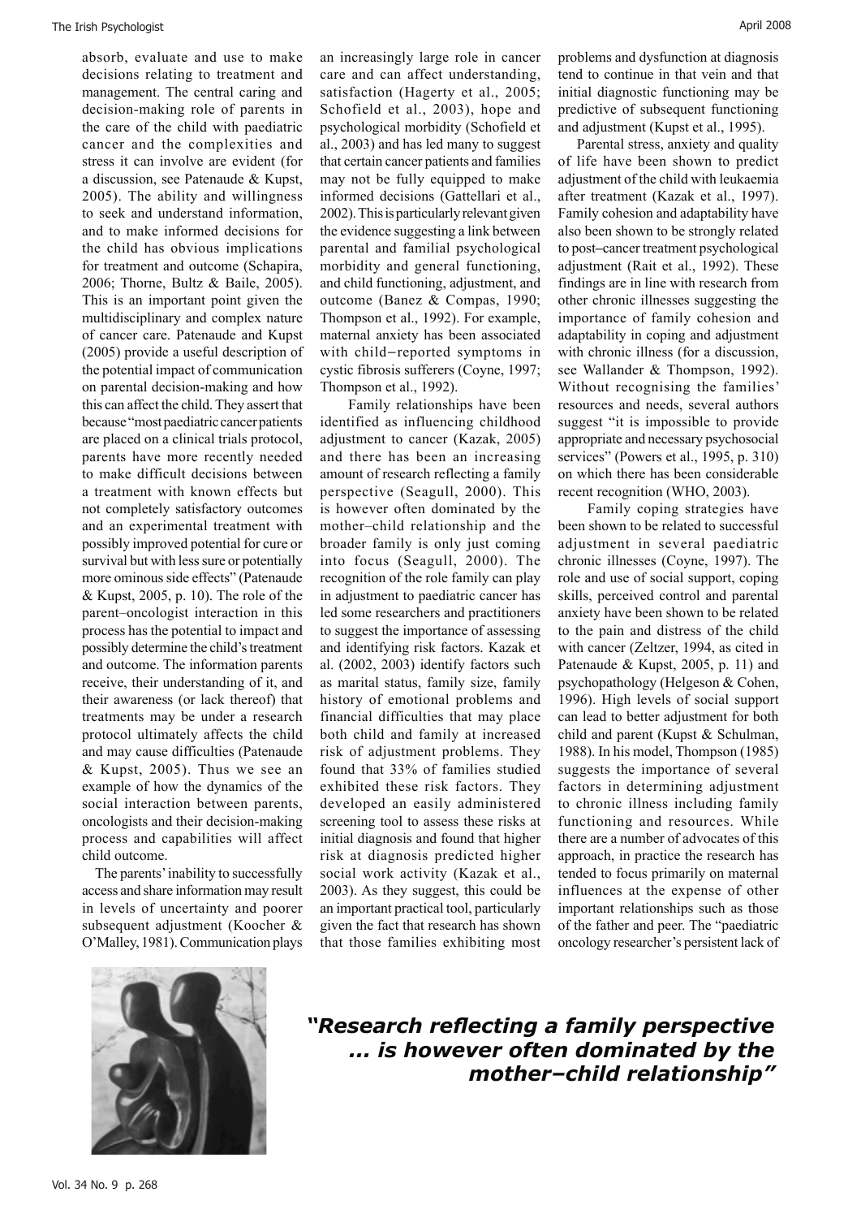absorb, evaluate and use to make decisions relating to treatment and management. The central caring and decision-making role of parents in the care of the child with paediatric cancer and the complexities and stress it can involve are evident (for a discussion, see Patenaude & Kupst, 2005). The ability and willingness to seek and understand information, and to make informed decisions for the child has obvious implications for treatment and outcome (Schapira, 2006; Thorne, Bultz & Baile, 2005). This is an important point given the multidisciplinary and complex nature of cancer care. Patenaude and Kupst (2005) provide a useful description of the potential impact of communication on parental decision-making and how this can affect the child. They assert that because "most paediatric cancer patients are placed on a clinical trials protocol, parents have more recently needed to make difficult decisions between a treatment with known effects but not completely satisfactory outcomes and an experimental treatment with possibly improved potential for cure or survival but with less sure or potentially more ominous side effects" (Patenaude & Kupst, 2005, p. 10). The role of the parent–oncologist interaction in this process has the potential to impact and possibly determine the child's treatment and outcome. The information parents receive, their understanding of it, and their awareness (or lack thereof) that treatments may be under a research protocol ultimately affects the child and may cause difficulties (Patenaude & Kupst, 2005). Thus we see an example of how the dynamics of the social interaction between parents, oncologists and their decision-making process and capabilities will affect child outcome.

The parents' inability to successfully access and share information may result in levels of uncertainty and poorer subsequent adjustment (Koocher & O'Malley, 1981). Communication plays an increasingly large role in cancer care and can affect understanding, satisfaction (Hagerty et al., 2005; Schofield et al., 2003), hope and psychological morbidity (Schofield et al., 2003) and has led many to suggest that certain cancer patients and families may not be fully equipped to make informed decisions (Gattellari et al., 2002). This is particularly relevant given the evidence suggesting a link between parental and familial psychological morbidity and general functioning, and child functioning, adjustment, and outcome (Banez & Compas, 1990; Thompson et al., 1992). For example, maternal anxiety has been associated with child–reported symptoms in cystic fibrosis sufferers (Coyne, 1997; Thompson et al., 1992).

Family relationships have been identified as influencing childhood adjustment to cancer (Kazak, 2005) and there has been an increasing amount of research reflecting a family perspective (Seagull, 2000). This is however often dominated by the mother–child relationship and the broader family is only just coming into focus (Seagull, 2000). The recognition of the role family can play in adjustment to paediatric cancer has led some researchers and practitioners to suggest the importance of assessing and identifying risk factors. Kazak et al. (2002, 2003) identify factors such as marital status, family size, family history of emotional problems and financial difficulties that may place both child and family at increased risk of adjustment problems. They found that 33% of families studied exhibited these risk factors. They developed an easily administered screening tool to assess these risks at initial diagnosis and found that higher risk at diagnosis predicted higher social work activity (Kazak et al., 2003). As they suggest, this could be an important practical tool, particularly given the fact that research has shown that those families exhibiting most problems and dysfunction at diagnosis tend to continue in that vein and that initial diagnostic functioning may be predictive of subsequent functioning and adjustment (Kupst et al., 1995).

Parental stress, anxiety and quality of life have been shown to predict adjustment of the child with leukaemia after treatment (Kazak et al., 1997). Family cohesion and adaptability have also been shown to be strongly related to post–cancer treatment psychological adjustment (Rait et al., 1992). These findings are in line with research from other chronic illnesses suggesting the importance of family cohesion and adaptability in coping and adjustment with chronic illness (for a discussion, see Wallander & Thompson, 1992). Without recognising the families' resources and needs, several authors suggest "it is impossible to provide appropriate and necessary psychosocial services" (Powers et al., 1995, p. 310) on which there has been considerable recent recognition (WHO, 2003).

Family coping strategies have been shown to be related to successful adjustment in several paediatric chronic illnesses (Coyne, 1997). The role and use of social support, coping skills, perceived control and parental anxiety have been shown to be related to the pain and distress of the child with cancer (Zeltzer, 1994, as cited in Patenaude & Kupst, 2005, p. 11) and psychopathology (Helgeson & Cohen, 1996). High levels of social support can lead to better adjustment for both child and parent (Kupst & Schulman, 1988). In his model, Thompson (1985) suggests the importance of several factors in determining adjustment to chronic illness including family functioning and resources. While there are a number of advocates of this approach, in practice the research has tended to focus primarily on maternal influences at the expense of other important relationships such as those of the father and peer. The "paediatric oncology researcher's persistent lack of

***"Research reflecting a family perspective ... is however often dominated by the mother–child relationship"***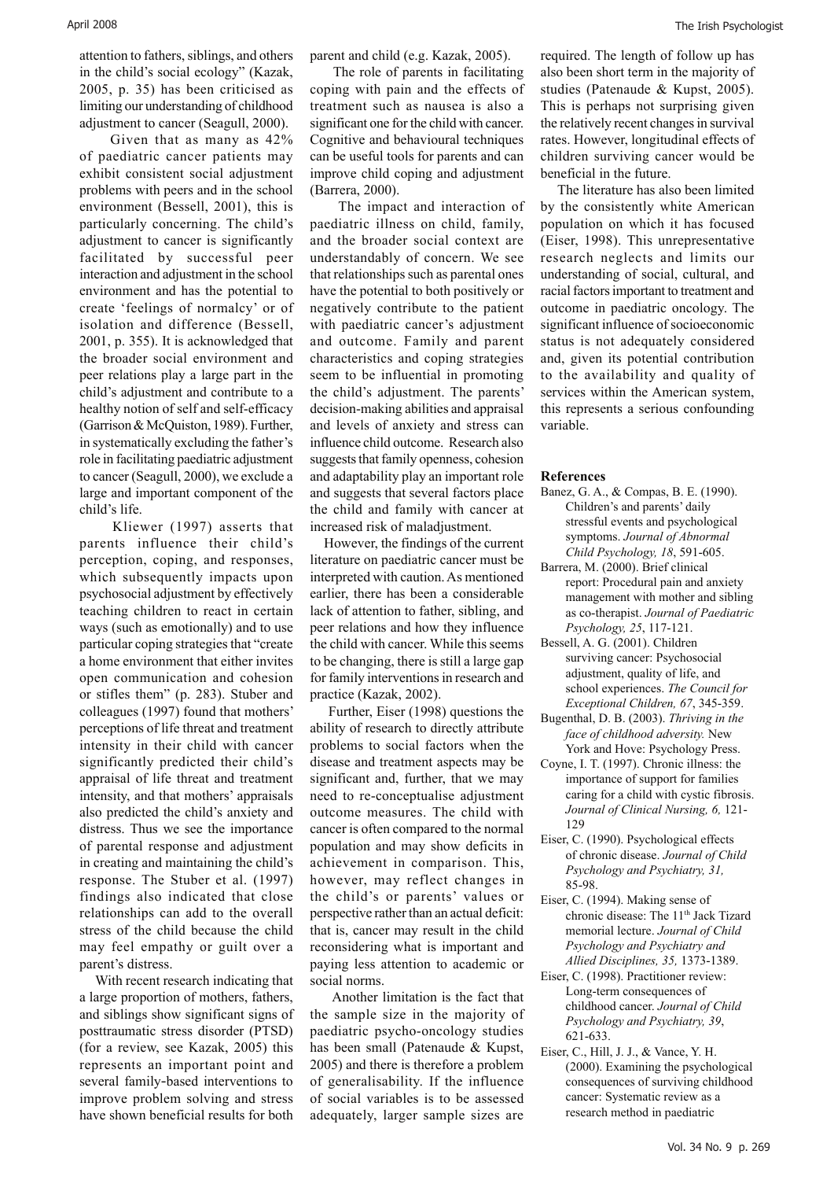attention to fathers, siblings, and others in the child's social ecology" (Kazak, 2005, p. 35) has been criticised as limiting our understanding of childhood adjustment to cancer (Seagull, 2000).

Given that as many as 42% of paediatric cancer patients may exhibit consistent social adjustment problems with peers and in the school environment (Bessell, 2001), this is particularly concerning. The child's adjustment to cancer is significantly facilitated by successful peer interaction and adjustment in the school environment and has the potential to create 'feelings of normalcy' or of isolation and difference (Bessell, 2001, p. 355). It is acknowledged that the broader social environment and peer relations play a large part in the child's adjustment and contribute to a healthy notion of self and self-efficacy (Garrison & McQuiston, 1989). Further, in systematically excluding the father's role in facilitating paediatric adjustment to cancer (Seagull, 2000), we exclude a large and important component of the child's life.

Kliewer (1997) asserts that parents influence their child's perception, coping, and responses, which subsequently impacts upon psychosocial adjustment by effectively teaching children to react in certain ways (such as emotionally) and to use particular coping strategies that "create a home environment that either invites open communication and cohesion or stifles them" (p. 283). Stuber and colleagues (1997) found that mothers' perceptions of life threat and treatment intensity in their child with cancer significantly predicted their child's appraisal of life threat and treatment intensity, and that mothers' appraisals also predicted the child's anxiety and distress. Thus we see the importance of parental response and adjustment in creating and maintaining the child's response. The Stuber et al. (1997) findings also indicated that close relationships can add to the overall stress of the child because the child may feel empathy or guilt over a parent's distress.

With recent research indicating that a large proportion of mothers, fathers, and siblings show significant signs of posttraumatic stress disorder (PTSD) (for a review, see Kazak, 2005) this represents an important point and several family-based interventions to improve problem solving and stress have shown beneficial results for both parent and child (e.g. Kazak, 2005).

The role of parents in facilitating coping with pain and the effects of treatment such as nausea is also a significant one for the child with cancer. Cognitive and behavioural techniques can be useful tools for parents and can improve child coping and adjustment (Barrera, 2000).

The impact and interaction of paediatric illness on child, family, and the broader social context are understandably of concern. We see that relationships such as parental ones have the potential to both positively or negatively contribute to the patient with paediatric cancer's adjustment and outcome. Family and parent characteristics and coping strategies seem to be influential in promoting the child's adjustment. The parents' decision-making abilities and appraisal and levels of anxiety and stress can influence child outcome. Research also suggests that family openness, cohesion and adaptability play an important role and suggests that several factors place the child and family with cancer at increased risk of maladjustment.

However, the findings of the current literature on paediatric cancer must be interpreted with caution. As mentioned earlier, there has been a considerable lack of attention to father, sibling, and peer relations and how they influence the child with cancer. While this seems to be changing, there is still a large gap for family interventions in research and practice (Kazak, 2002).

Further, Eiser (1998) questions the ability of research to directly attribute problems to social factors when the disease and treatment aspects may be significant and, further, that we may need to re-conceptualise adjustment outcome measures. The child with cancer is often compared to the normal population and may show deficits in achievement in comparison. This, however, may reflect changes in the child's or parents' values or perspective rather than an actual deficit: that is, cancer may result in the child reconsidering what is important and paying less attention to academic or social norms.

Another limitation is the fact that the sample size in the majority of paediatric psycho-oncology studies has been small (Patenaude & Kupst, 2005) and there is therefore a problem of generalisability. If the influence of social variables is to be assessed adequately, larger sample sizes are required. The length of follow up has also been short term in the majority of studies (Patenaude & Kupst, 2005). This is perhaps not surprising given the relatively recent changes in survival rates. However, longitudinal effects of children surviving cancer would be beneficial in the future.

The literature has also been limited by the consistently white American population on which it has focused (Eiser, 1998). This unrepresentative research neglects and limits our understanding of social, cultural, and racial factors important to treatment and outcome in paediatric oncology. The significant influence of socioeconomic status is not adequately considered and, given its potential contribution to the availability and quality of services within the American system, this represents a serious confounding variable.

## References

Banez, G. A., & Compas, B. E. (1990). Children's and parents' daily stressful events and psychological symptoms. *Journal of Abnormal Child Psychology, 18*, 591-605.

Barrera, M. (2000). Brief clinical report: Procedural pain and anxiety management with mother and sibling as co-therapist. *Journal of Paediatric Psychology, 25*, 117-121.

Bessell, A. G. (2001). Children surviving cancer: Psychosocial adjustment, quality of life, and school experiences. *The Council for Exceptional Children, 67*, 345-359.

Bugenthal, D. B. (2003). *Thriving in the face of childhood adversity.* New York and Hove: Psychology Press.

Coyne, I. T. (1997). Chronic illness: the importance of support for families caring for a child with cystic fibrosis. *Journal of Clinical Nursing, 6,* 121-129

Eiser, C. (1990). Psychological effects of chronic disease. *Journal of Child Psychology and Psychiatry, 31,* 85-98.

Eiser, C. (1994). Making sense of chronic disease: The 11th Jack Tizard memorial lecture. *Journal of Child Psychology and Psychiatry and Allied Disciplines, 35,* 1373-1389.

Eiser, C. (1998). Practitioner review: Long-term consequences of childhood cancer. *Journal of Child Psychology and Psychiatry, 39*, 621-633.

Eiser, C., Hill, J. J., & Vance, Y. H. (2000). Examining the psychological consequences of surviving childhood cancer: Systematic review as a research method in paediatric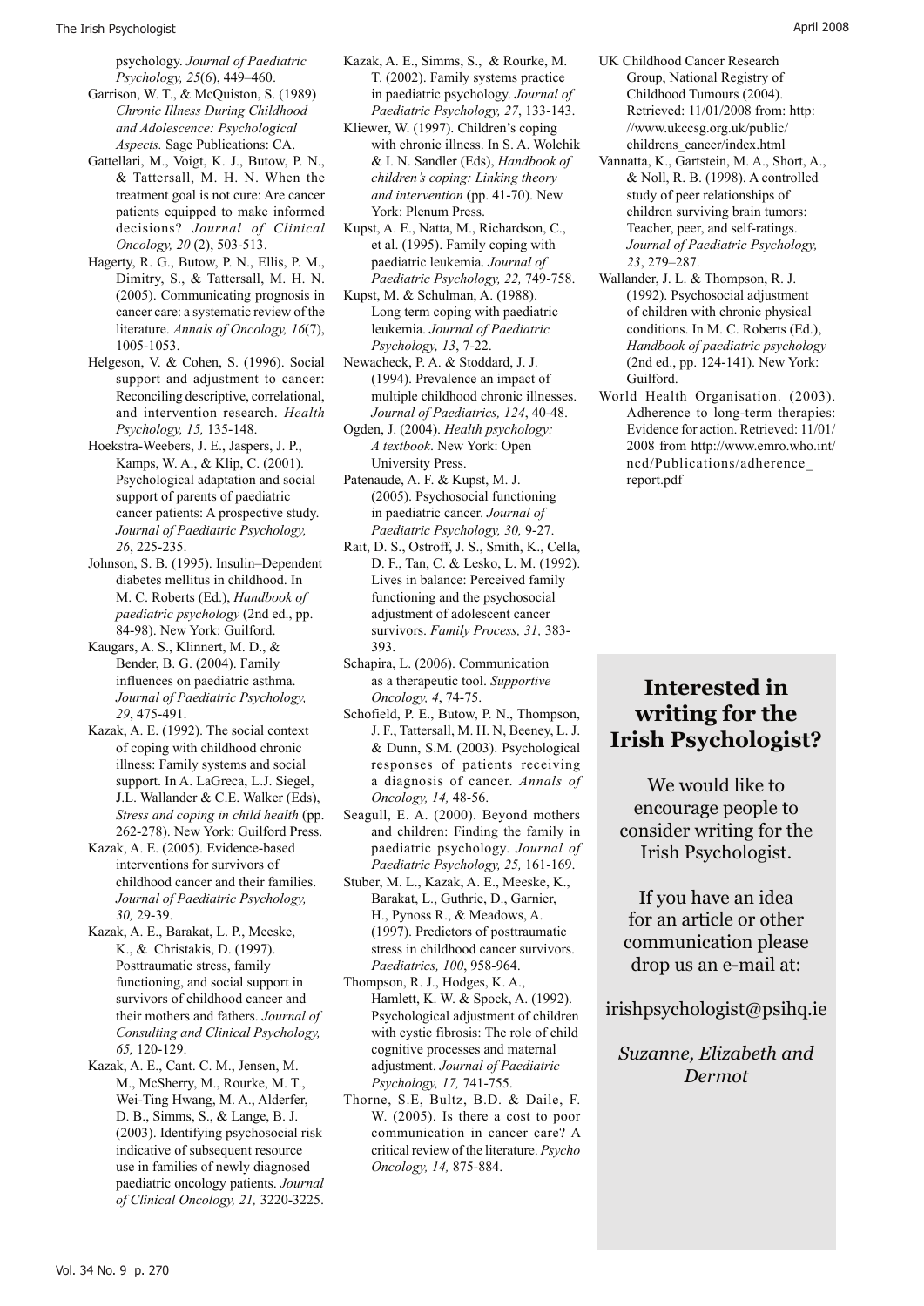psychology. *Journal of Paediatric Psychology, 25*(6), 449–460.

Garrison, W. T., & McQuiston, S. (1989) *Chronic Illness During Childhood and Adolescence: Psychological Aspects.* Sage Publications: CA.

Gattellari, M., Voigt, K. J., Butow, P. N., & Tattersall, M. H. N. When the treatment goal is not cure: Are cancer patients equipped to make informed decisions? *Journal of Clinical Oncology, 20* (2), 503-513.

Hagerty, R. G., Butow, P. N., Ellis, P. M., Dimitry, S., & Tattersall, M. H. N. (2005). Communicating prognosis in cancer care: a systematic review of the literature. *Annals of Oncology, 16*(7), 1005-1053.

Helgeson, V. & Cohen, S. (1996). Social support and adjustment to cancer: Reconciling descriptive, correlational, and intervention research. *Health Psychology, 15,* 135-148.

Hoekstra-Weebers, J. E., Jaspers, J. P., Kamps, W. A., & Klip, C. (2001). Psychological adaptation and social support of parents of paediatric cancer patients: A prospective study. *Journal of Paediatric Psychology, 26*, 225-235.

Johnson, S. B. (1995). Insulin–Dependent diabetes mellitus in childhood. In M. C. Roberts (Ed.), *Handbook of paediatric psychology* (2nd ed., pp. 84-98). New York: Guilford.

Kaugars, A. S., Klinnert, M. D., & Bender, B. G. (2004). Family influences on paediatric asthma. *Journal of Paediatric Psychology, 29*, 475-491.

Kazak, A. E. (1992). The social context of coping with childhood chronic illness: Family systems and social support. In A. LaGreca, L.J. Siegel, J.L. Wallander & C.E. Walker (Eds), *Stress and coping in child health* (pp. 262-278). New York: Guilford Press.

Kazak, A. E. (2005). Evidence-based interventions for survivors of childhood cancer and their families. *Journal of Paediatric Psychology, 30,* 29-39.

Kazak, A. E., Barakat, L. P., Meeske, K., & Christakis, D. (1997). Posttraumatic stress, family functioning, and social support in survivors of childhood cancer and their mothers and fathers. *Journal of Consulting and Clinical Psychology, 65,* 120-129.

Kazak, A. E., Cant. C. M., Jensen, M. M., McSherry, M., Rourke, M. T., Wei-Ting Hwang, M. A., Alderfer, D. B., Simms, S., & Lange, B. J. (2003). Identifying psychosocial risk indicative of subsequent resource use in families of newly diagnosed paediatric oncology patients. *Journal of Clinical Oncology, 21,* 3220-3225.

Kazak, A. E., Simms, S., & Rourke, M. T. (2002). Family systems practice in paediatric psychology. *Journal of Paediatric Psychology, 27*, 133-143.

Kliewer, W. (1997). Children's coping with chronic illness. In S. A. Wolchik & I. N. Sandler (Eds), *Handbook of children's coping: Linking theory and intervention* (pp. 41-70). New York: Plenum Press.

Kupst, A. E., Natta, M., Richardson, C., et al. (1995). Family coping with paediatric leukemia. *Journal of Paediatric Psychology, 22,* 749-758.

Kupst, M. & Schulman, A. (1988). Long term coping with paediatric leukemia. *Journal of Paediatric Psychology, 13*, 7-22.

Newacheck, P. A. & Stoddard, J. J. (1994). Prevalence an impact of multiple childhood chronic illnesses. *Journal of Paediatrics, 124*, 40-48.

Ogden, J. (2004). *Health psychology: A textbook*. New York: Open University Press.

Patenaude, A. F. & Kupst, M. J. (2005). Psychosocial functioning in paediatric cancer. *Journal of Paediatric Psychology, 30,* 9-27.

Rait, D. S., Ostroff, J. S., Smith, K., Cella, D. F., Tan, C. & Lesko, L. M. (1992). Lives in balance: Perceived family functioning and the psychosocial adjustment of adolescent cancer survivors. *Family Process, 31,* 383-393.

Schapira, L. (2006). Communication as a therapeutic tool. *Supportive Oncology, 4*, 74-75.

Schofield, P. E., Butow, P. N., Thompson, J. F., Tattersall, M. H. N, Beeney, L. J. & Dunn, S.M. (2003). Psychological responses of patients receiving a diagnosis of cancer. *Annals of Oncology, 14,* 48-56.

Seagull, E. A. (2000). Beyond mothers and children: Finding the family in paediatric psychology. *Journal of Paediatric Psychology, 25,* 161-169.

Stuber, M. L., Kazak, A. E., Meeske, K., Barakat, L., Guthrie, D., Garnier, H., Pynoss R., & Meadows, A. (1997). Predictors of posttraumatic stress in childhood cancer survivors. *Paediatrics, 100*, 958-964.

Thompson, R. J., Hodges, K. A., Hamlett, K. W. & Spock, A. (1992). Psychological adjustment of children with cystic fibrosis: The role of child cognitive processes and maternal adjustment. *Journal of Paediatric Psychology, 17,* 741-755.

Thorne, S.E, Bultz, B.D. & Daile, F. W. (2005). Is there a cost to poor communication in cancer care? A critical review of the literature. *Psycho Oncology, 14,* 875-884.

UK Childhood Cancer Research Group, National Registry of Childhood Tumours (2004). Retrieved: 11/01/2008 from: http://www.ukccsg.org.uk/public/childrens_cancer/index.html

Vannatta, K., Gartstein, M. A., Short, A., & Noll, R. B. (1998). A controlled study of peer relationships of children surviving brain tumors: Teacher, peer, and self-ratings. *Journal of Paediatric Psychology, 23*, 279–287.

Wallander, J. L. & Thompson, R. J. (1992). Psychosocial adjustment of children with chronic physical conditions. In M. C. Roberts (Ed.), *Handbook of paediatric psychology* (2nd ed., pp. 124-141). New York: Guilford.

World Health Organisation. (2003). Adherence to long-term therapies: Evidence for action. Retrieved: 11/01/2008 from http://www.emro.who.int/ncd/Publications/adherence_report.pdf

## Interested in writing for the Irish Psychologist?

We would like to encourage people to consider writing for the Irish Psychologist.

If you have an idea for an article or other communication please drop us an e-mail at:

irishpsychologist@psihq.ie

*Suzanne, Elizabeth and Dermot*